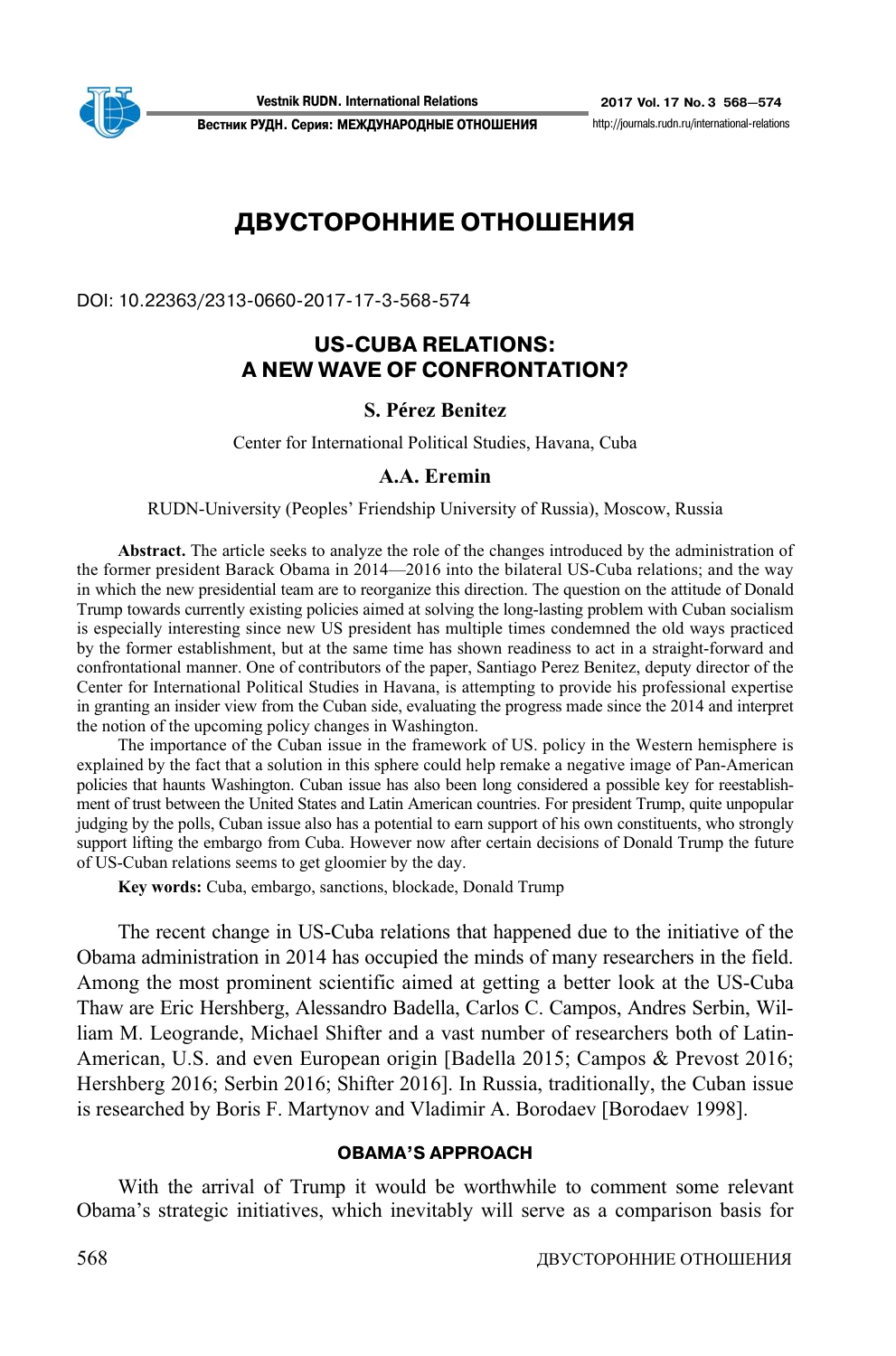# ДВУСТОРОННИЕ ОТНОШЕНИЯ

DOI: 10.22363/2313-0660-2017-17-3-568-574

## US-CUBA RELATIONS: A NEW WAVE OF CONFRONTATION?

**S. Pérez Benitez**

Center for International Political Studies, Havana, Cuba

**A.A. Eremin**

RUDN-University (Peoples' Friendship University of Russia), Moscow, Russia

**Abstract.** The article seeks to analyze the role of the changes introduced by the administration of the former president Barack Obama in 2014—2016 into the bilateral US-Cuba relations; and the way in which the new presidential team are to reorganize this direction. The question on the attitude of Donald Trump towards currently existing policies aimed at solving the long-lasting problem with Cuban socialism is especially interesting since new US president has multiple times condemned the old ways practiced by the former establishment, but at the same time has shown readiness to act in a straight-forward and confrontational manner. One of contributors of the paper, Santiago Perez Benitez, deputy director of the Center for International Political Studies in Havana, is attempting to provide his professional expertise in granting an insider view from the Cuban side, evaluating the progress made since the 2014 and interpret the notion of the upcoming policy changes in Washington.

The importance of the Cuban issue in the framework of US. policy in the Western hemisphere is explained by the fact that a solution in this sphere could help remake a negative image of Pan-American policies that haunts Washington. Cuban issue has also been long considered a possible key for reestablishment of trust between the United States and Latin American countries. For president Trump, quite unpopular judging by the polls, Cuban issue also has a potential to earn support of his own constituents, who strongly support lifting the embargo from Cuba. However now after certain decisions of Donald Trump the future of US-Cuban relations seems to get gloomier by the day.

**Key words:** Cuba, embargo, sanctions, blockade, Donald Trump

The recent change in US-Cuba relations that happened due to the initiative of the Obama administration in 2014 has occupied the minds of many researchers in the field. Among the most prominent scientific aimed at getting a better look at the US-Cuba Thaw are Eric Hershberg, Alessandro Badella, Carlos C. Campos, Andres Serbin, William M. Leogrande, Michael Shifter and a vast number of researchers both of Latin-American, U.S. and even European origin [Badella 2015; Campos & Prevost 2016; Hershberg 2016; Serbin 2016; Shifter 2016]. In Russia, traditionally, the Cuban issue is researched by Boris F. Martynov and Vladimir A. Borodaev [Borodaev 1998].

### OBAMA'S APPROACH

With the arrival of Trump it would be worthwhile to comment some relevant Obama's strategic initiatives, which inevitably will serve as a comparison basis for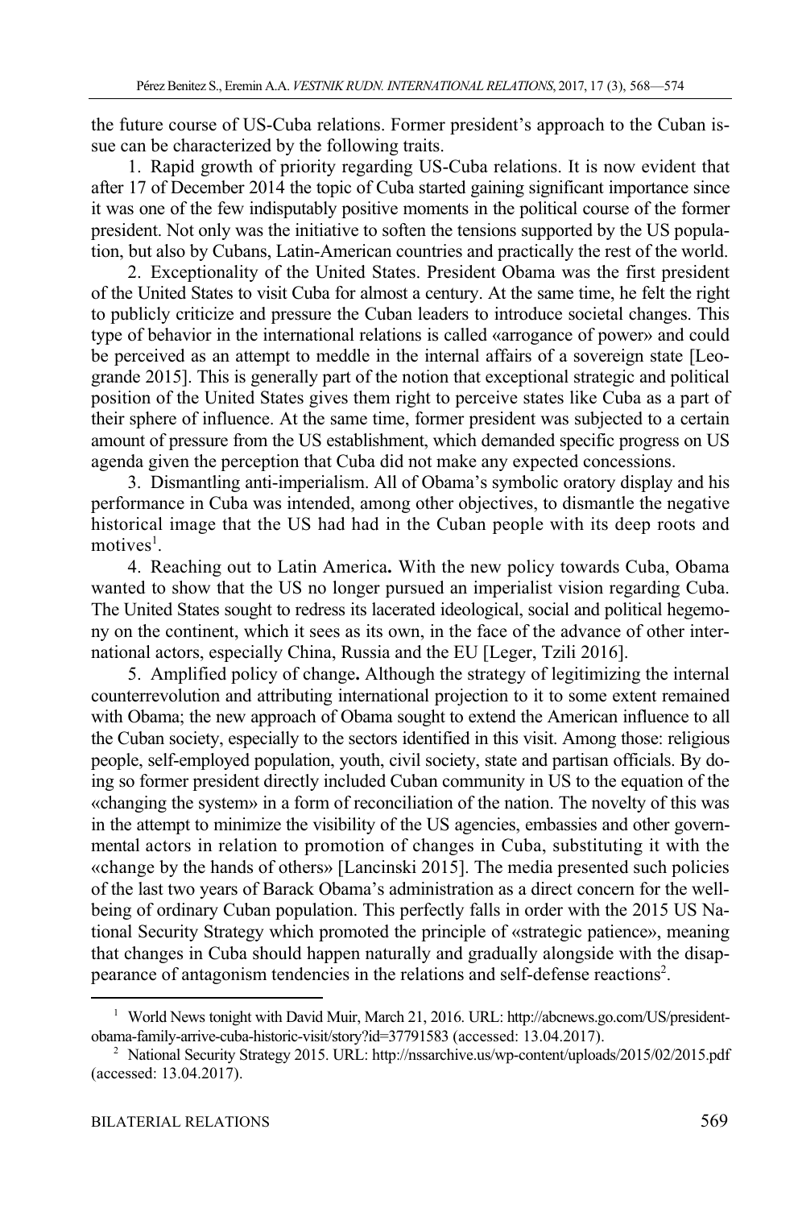the future course of US-Cuba relations. Former president's approach to the Cuban issue can be characterized by the following traits.

1. Rapid growth of priority regarding US-Cuba relations. It is now evident that after 17 of December 2014 the topic of Cuba started gaining significant importance since it was one of the few indisputably positive moments in the political course of the former president. Not only was the initiative to soften the tensions supported by the US population, but also by Cubans, Latin-American countries and practically the rest of the world.

2. Exceptionality of the United States. President Obama was the first president of the United States to visit Cuba for almost a century. At the same time, he felt the right to publicly criticize and pressure the Cuban leaders to introduce societal changes. This type of behavior in the international relations is called «arrogance of power» and could be perceived as an attempt to meddle in the internal affairs of a sovereign state [Leogrande 2015]. This is generally part of the notion that exceptional strategic and political position of the United States gives them right to perceive states like Cuba as a part of their sphere of influence. At the same time, former president was subjected to a certain amount of pressure from the US establishment, which demanded specific progress on US agenda given the perception that Cuba did not make any expected concessions.

3. Dismantling anti-imperialism. All of Obama's symbolic oratory display and his performance in Cuba was intended, among other objectives, to dismantle the negative historical image that the US had had in the Cuban people with its deep roots and motives[1].

4. Reaching out to Latin America**.** With the new policy towards Cuba, Obama wanted to show that the US no longer pursued an imperialist vision regarding Cuba. The United States sought to redress its lacerated ideological, social and political hegemony on the continent, which it sees as its own, in the face of the advance of other international actors, especially China, Russia and the EU [Leger, Tzili 2016].

5. Amplified policy of change**.** Although the strategy of legitimizing the internal counterrevolution and attributing international projection to it to some extent remained with Obama; the new approach of Obama sought to extend the American influence to all the Cuban society, especially to the sectors identified in this visit. Among those: religious people, self-employed population, youth, civil society, state and partisan officials. By doing so former president directly included Cuban community in US to the equation of the «changing the system» in a form of reconciliation of the nation. The novelty of this was in the attempt to minimize the visibility of the US agencies, embassies and other governmental actors in relation to promotion of changes in Cuba, substituting it with the «change by the hands of others» [Lancinski 2015]. The media presented such policies of the last two years of Barack Obama's administration as a direct concern for the well-being of ordinary Cuban population. This perfectly falls in order with the 2015 US National Security Strategy which promoted the principle of «strategic patience», meaning that changes in Cuba should happen naturally and gradually alongside with the disappearance of antagonism tendencies in the relations and self-defense reactions[2].

---

[1] World News tonight with David Muir, March 21, 2016. URL: http://abcnews.go.com/US/president-obama-family-arrive-cuba-historic-visit/story?id=37791583 (accessed: 13.04.2017).

[2] National Security Strategy 2015. URL: http://nssarchive.us/wp-content/uploads/2015/02/2015.pdf (accessed: 13.04.2017).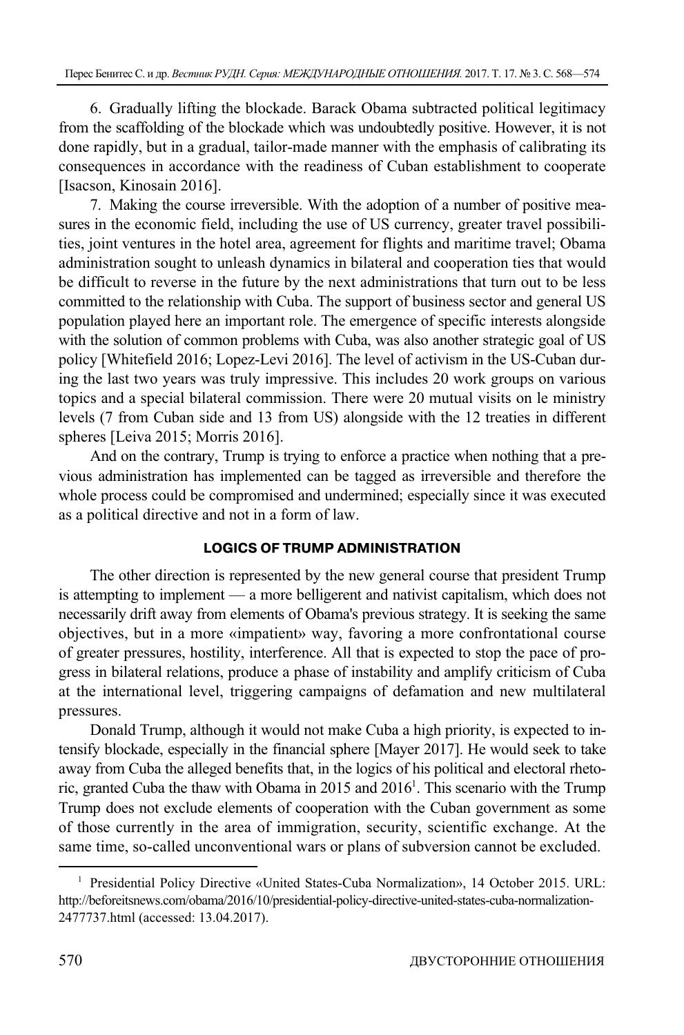6. Gradually lifting the blockade. Barack Obama subtracted political legitimacy from the scaffolding of the blockade which was undoubtedly positive. However, it is not done rapidly, but in a gradual, tailor-made manner with the emphasis of calibrating its consequences in accordance with the readiness of Cuban establishment to cooperate [Isacson, Kinosain 2016].

7. Making the course irreversible. With the adoption of a number of positive measures in the economic field, including the use of US currency, greater travel possibilities, joint ventures in the hotel area, agreement for flights and maritime travel; Obama administration sought to unleash dynamics in bilateral and cooperation ties that would be difficult to reverse in the future by the next administrations that turn out to be less committed to the relationship with Cuba. The support of business sector and general US population played here an important role. The emergence of specific interests alongside with the solution of common problems with Cuba, was also another strategic goal of US policy [Whitefield 2016; Lopez-Levi 2016]. The level of activism in the US-Cuban during the last two years was truly impressive. This includes 20 work groups on various topics and a special bilateral commission. There were 20 mutual visits on le ministry levels (7 from Cuban side and 13 from US) alongside with the 12 treaties in different spheres [Leiva 2015; Morris 2016].

And on the contrary, Trump is trying to enforce a practice when nothing that a previous administration has implemented can be tagged as irreversible and therefore the whole process could be compromised and undermined; especially since it was executed as a political directive and not in a form of law.

## LOGICS OF TRUMP ADMINISTRATION

The other direction is represented by the new general course that president Trump is attempting to implement — a more belligerent and nativist capitalism, which does not necessarily drift away from elements of Obama's previous strategy. It is seeking the same objectives, but in a more «impatient» way, favoring a more confrontational course of greater pressures, hostility, interference. All that is expected to stop the pace of progress in bilateral relations, produce a phase of instability and amplify criticism of Cuba at the international level, triggering campaigns of defamation and new multilateral pressures.

Donald Trump, although it would not make Cuba a high priority, is expected to intensify blockade, especially in the financial sphere [Mayer 2017]. He would seek to take away from Cuba the alleged benefits that, in the logics of his political and electoral rhetoric, granted Cuba the thaw with Obama in 2015 and 2016[1]. This scenario with the Trump Trump does not exclude elements of cooperation with the Cuban government as some of those currently in the area of immigration, security, scientific exchange. At the same time, so-called unconventional wars or plans of subversion cannot be excluded.

[1] Presidential Policy Directive «United States-Cuba Normalization», 14 October 2015. URL: http://beforeitsnews.com/obama/2016/10/presidential-policy-directive-united-states-cuba-normalization-2477737.html (accessed: 13.04.2017).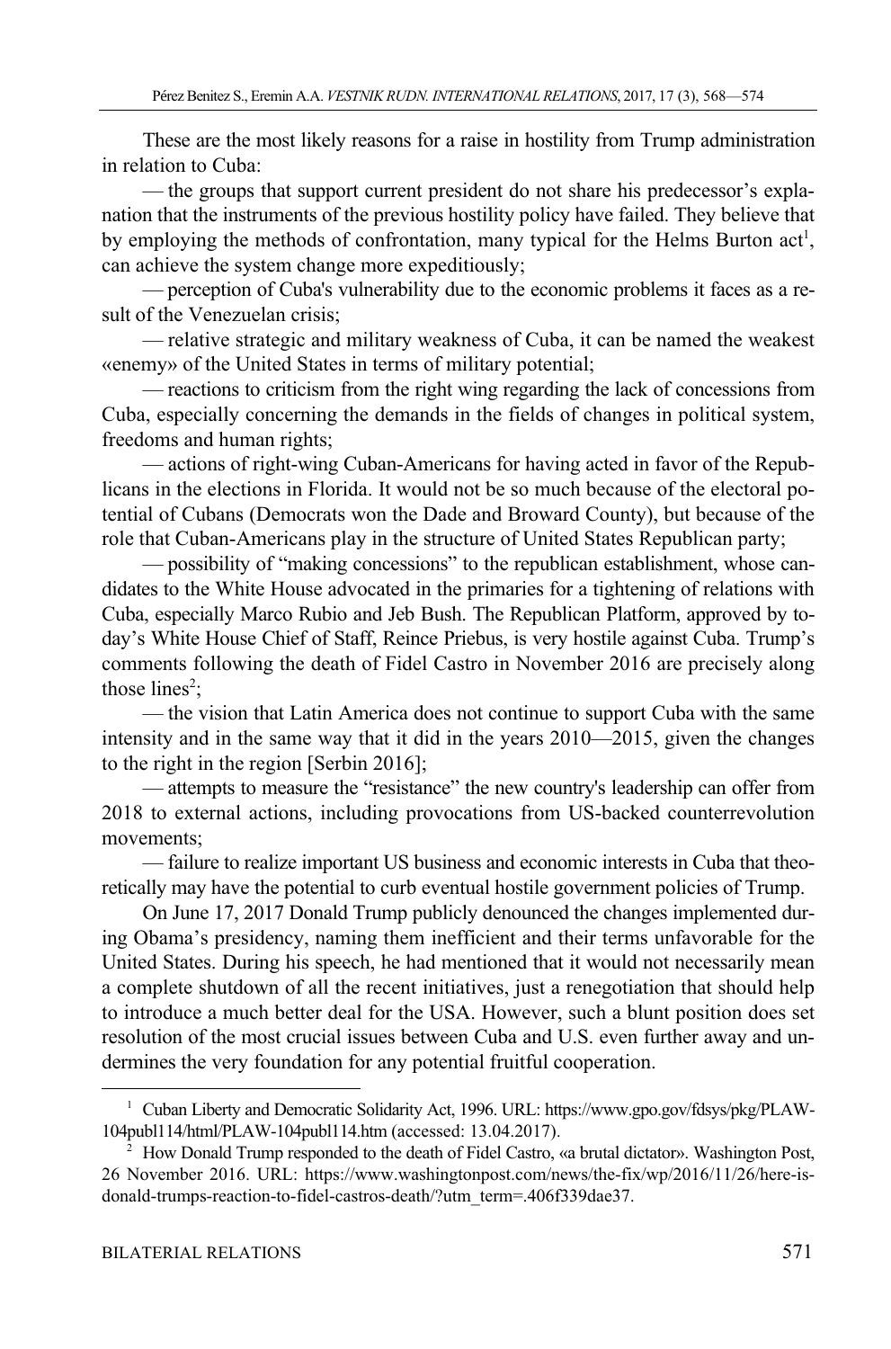These are the most likely reasons for a raise in hostility from Trump administration in relation to Cuba:

— the groups that support current president do not share his predecessor's explanation that the instruments of the previous hostility policy have failed. They believe that by employing the methods of confrontation, many typical for the Helms Burton act[1], can achieve the system change more expeditiously;

— perception of Cuba's vulnerability due to the economic problems it faces as a result of the Venezuelan crisis;

— relative strategic and military weakness of Cuba, it can be named the weakest «enemy» of the United States in terms of military potential;

— reactions to criticism from the right wing regarding the lack of concessions from Cuba, especially concerning the demands in the fields of changes in political system, freedoms and human rights;

— actions of right-wing Cuban-Americans for having acted in favor of the Republicans in the elections in Florida. It would not be so much because of the electoral potential of Cubans (Democrats won the Dade and Broward County), but because of the role that Cuban-Americans play in the structure of United States Republican party;

— possibility of "making concessions" to the republican establishment, whose candidates to the White House advocated in the primaries for a tightening of relations with Cuba, especially Marco Rubio and Jeb Bush. The Republican Platform, approved by today's White House Chief of Staff, Reince Priebus, is very hostile against Cuba. Trump's comments following the death of Fidel Castro in November 2016 are precisely along those lines[2];

— the vision that Latin America does not continue to support Cuba with the same intensity and in the same way that it did in the years 2010—2015, given the changes to the right in the region [Serbin 2016];

— attempts to measure the "resistance" the new country's leadership can offer from 2018 to external actions, including provocations from US-backed counterrevolution movements;

— failure to realize important US business and economic interests in Cuba that theoretically may have the potential to curb eventual hostile government policies of Trump.

On June 17, 2017 Donald Trump publicly denounced the changes implemented during Obama's presidency, naming them inefficient and their terms unfavorable for the United States. During his speech, he had mentioned that it would not necessarily mean a complete shutdown of all the recent initiatives, just a renegotiation that should help to introduce a much better deal for the USA. However, such a blunt position does set resolution of the most crucial issues between Cuba and U.S. even further away and undermines the very foundation for any potential fruitful cooperation.

---

[1] Cuban Liberty and Democratic Solidarity Act, 1996. URL: https://www.gpo.gov/fdsys/pkg/PLAW-104publ114/html/PLAW-104publ114.htm (accessed: 13.04.2017).

[2] How Donald Trump responded to the death of Fidel Castro, «a brutal dictator». Washington Post, 26 November 2016. URL: https://www.washingtonpost.com/news/the-fix/wp/2016/11/26/here-is-donald-trumps-reaction-to-fidel-castros-death/?utm_term=.406f339dae37.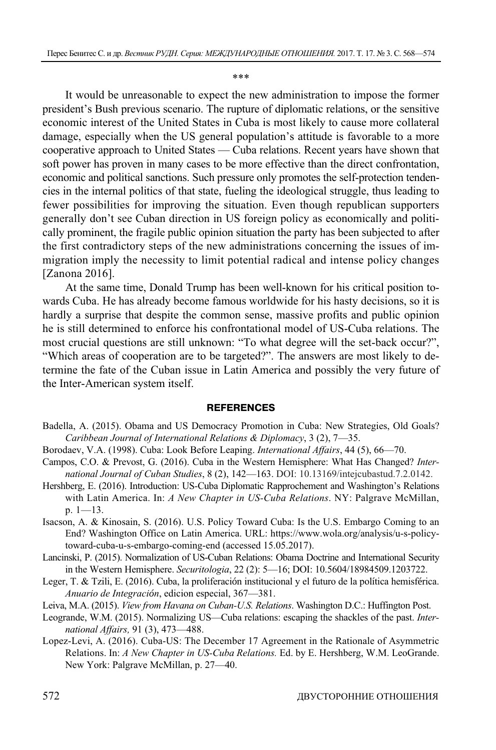\*\*\*

It would be unreasonable to expect the new administration to impose the former president's Bush previous scenario. The rupture of diplomatic relations, or the sensitive economic interest of the United States in Cuba is most likely to cause more collateral damage, especially when the US general population's attitude is favorable to a more cooperative approach to United States — Cuba relations. Recent years have shown that soft power has proven in many cases to be more effective than the direct confrontation, economic and political sanctions. Such pressure only promotes the self-protection tendencies in the internal politics of that state, fueling the ideological struggle, thus leading to fewer possibilities for improving the situation. Even though republican supporters generally don't see Cuban direction in US foreign policy as economically and politically prominent, the fragile public opinion situation the party has been subjected to after the first contradictory steps of the new administrations concerning the issues of immigration imply the necessity to limit potential radical and intense policy changes [Zanona 2016].

At the same time, Donald Trump has been well-known for his critical position towards Cuba. He has already become famous worldwide for his hasty decisions, so it is hardly a surprise that despite the common sense, massive profits and public opinion he is still determined to enforce his confrontational model of US-Cuba relations. The most crucial questions are still unknown: "To what degree will the set-back occur?", "Which areas of cooperation are to be targeted?". The answers are most likely to determine the fate of the Cuban issue in Latin America and possibly the very future of the Inter-American system itself.

## REFERENCES

Badella, A. (2015). Obama and US Democracy Promotion in Cuba: New Strategies, Old Goals? *Caribbean Journal of International Relations & Diplomacy*, 3 (2), 7—35.

Borodaev, V.A. (1998). Cuba: Look Before Leaping. *International Affairs*, 44 (5), 66—70.

Campos, C.O. & Prevost, G. (2016). Cuba in the Western Hemisphere: What Has Changed? *International Journal of Cuban Studies*, 8 (2), 142—163. DOI: 10.13169/intejcubastud.7.2.0142.

Hershberg, E. (2016). Introduction: US-Cuba Diplomatic Rapprochement and Washington's Relations with Latin America. In: *A New Chapter in US-Cuba Relations*. NY: Palgrave McMillan, p. 1—13.

Isacson, A. & Kinosain, S. (2016). U.S. Policy Toward Cuba: Is the U.S. Embargo Coming to an End? Washington Office on Latin America. URL: https://www.wola.org/analysis/u-s-policy-toward-cuba-u-s-embargo-coming-end (accessed 15.05.2017).

Lancinski, P. (2015). Normalization of US-Cuban Relations: Obama Doctrine and International Security in the Western Hemisphere. *Securitologia*, 22 (2): 5—16; DOI: 10.5604/18984509.1203722.

Leger, T. & Tzili, E. (2016). Cuba, la proliferación institucional y el futuro de la política hemisférica. *Anuario de Integración*, edicion especial, 367—381.

Leiva, M.A. (2015). *View from Havana on Cuban-U.S. Relations*. Washington D.C.: Huffington Post.

Leogrande, W.M. (2015). Normalizing US—Cuba relations: escaping the shackles of the past. *International Affairs,* 91 (3), 473—488.

Lopez-Levi, A. (2016). Cuba-US: The December 17 Agreement in the Rationale of Asymmetric Relations. In: *A New Chapter in US-Cuba Relations.* Ed. by E. Hershberg, W.M. LeoGrande. New York: Palgrave McMillan, p. 27—40.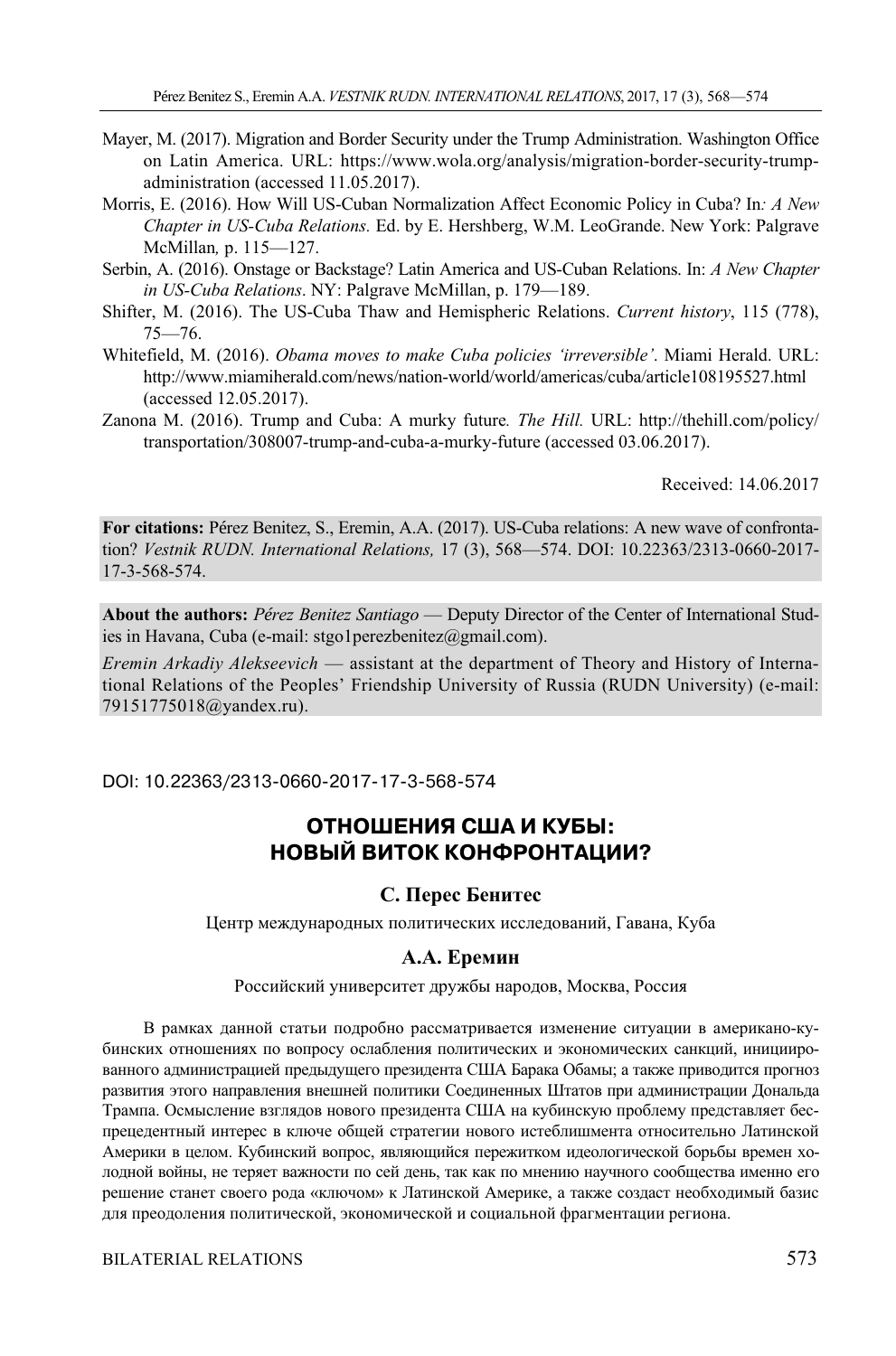Mayer, M. (2017). Migration and Border Security under the Trump Administration. Washington Office on Latin America. URL: https://www.wola.org/analysis/migration-border-security-trump-administration (accessed 11.05.2017).

Morris, E. (2016). How Will US-Cuban Normalization Affect Economic Policy in Cuba? In*: A New Chapter in US-Cuba Relations.* Ed. by E. Hershberg, W.M. LeoGrande. New York: Palgrave McMillan*,* p. 115—127.

Serbin, A. (2016). Onstage or Backstage? Latin America and US-Cuban Relations. In: *A New Chapter in US-Cuba Relations*. NY: Palgrave McMillan, p. 179—189.

Shifter, M. (2016). The US-Cuba Thaw and Hemispheric Relations. *Current history*, 115 (778), 75—76.

Whitefield, M. (2016). *Obama moves to make Cuba policies 'irreversible'*. Miami Herald. URL: http://www.miamiherald.com/news/nation-world/world/americas/cuba/article108195527.html (accessed 12.05.2017).

Zanona M. (2016). Trump and Cuba: A murky future*. The Hill.* URL: http://thehill.com/policy/transportation/308007-trump-and-cuba-a-murky-future (accessed 03.06.2017).

Received: 14.06.2017

**For citations:** Pérez Benitez, S., Eremin, A.A. (2017). US-Cuba relations: A new wave of confrontation? *Vestnik RUDN. International Relations,* 17 (3), 568—574. DOI: 10.22363/2313-0660-2017-17-3-568-574.

**About the authors:** *Pérez Benitez Santiago* — Deputy Director of the Center of International Studies in Havana, Cuba (e-mail: stgo1perezbenitez@gmail.com).

*Eremin Arkadiy Alekseevich* — assistant at the department of Theory and History of International Relations of the Peoples' Friendship University of Russia (RUDN University) (e-mail: 79151775018@yandex.ru).

DOI: 10.22363/2313-0660-2017-17-3-568-574

# ОТНОШЕНИЯ США И КУБЫ: НОВЫЙ ВИТОК КОНФРОНТАЦИИ?

**С. Перес Бенитес**

Центр международных политических исследований, Гавана, Куба

**А.А. Еремин**

Российский университет дружбы народов, Москва, Россия

В рамках данной статьи подробно рассматривается изменение ситуации в американо-кубинских отношениях по вопросу ослабления политических и экономических санкций, инициированного администрацией предыдущего президента США Барака Обамы; а также приводится прогноз развития этого направления внешней политики Соединенных Штатов при администрации Дональда Трампа. Осмысление взглядов нового президента США на кубинскую проблему представляет беспрецедентный интерес в ключе общей стратегии нового истеблишмента относительно Латинской Америки в целом. Кубинский вопрос, являющийся пережитком идеологической борьбы времен холодной войны, не теряет важности по сей день, так как по мнению научного сообщества именно его решение станет своего рода «ключом» к Латинской Америке, а также создаст необходимый базис для преодоления политической, экономической и социальной фрагментации региона.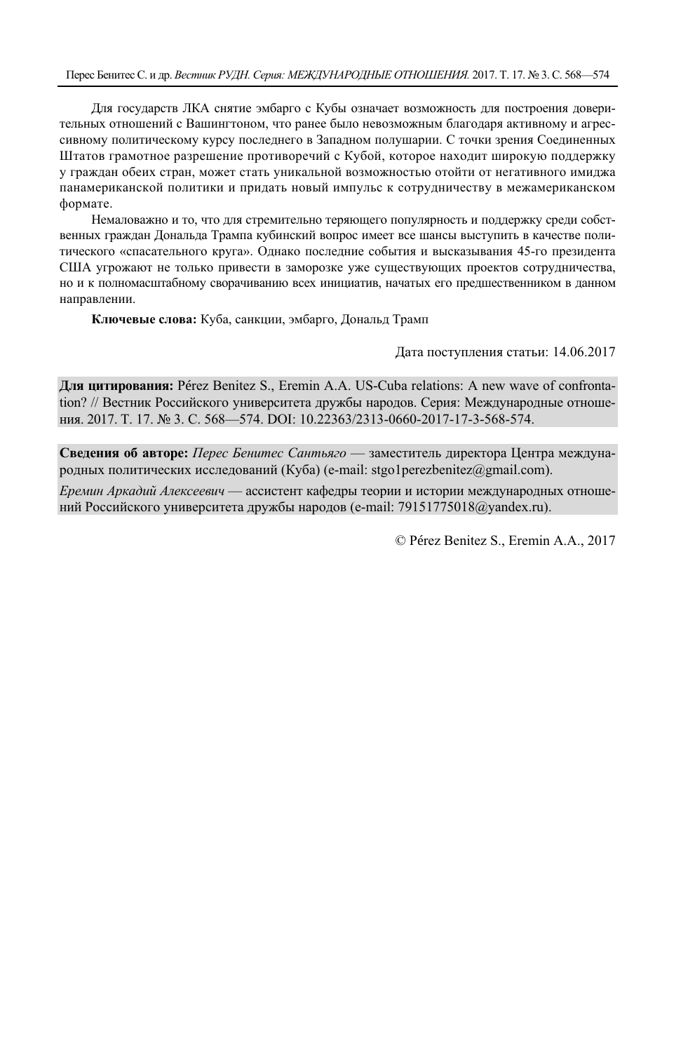Для государств ЛКА снятие эмбарго с Кубы означает возможность для построения доверительных отношений с Вашингтоном, что ранее было невозможным благодаря активному и агрессивному политическому курсу последнего в Западном полушарии. С точки зрения Соединенных Штатов грамотное разрешение противоречий с Кубой, которое находит широкую поддержку у граждан обеих стран, может стать уникальной возможностью отойти от негативного имиджа панамериканской политики и придать новый импульс к сотрудничеству в межамериканском формате.

Немаловажно и то, что для стремительно теряющего популярность и поддержку среди собственных граждан Дональда Трампа кубинский вопрос имеет все шансы выступить в качестве политического «спасательного круга». Однако последние события и высказывания 45-го президента США угрожают не только привести в заморозке уже существующих проектов сотрудничества, но и к полномасштабному сворачиванию всех инициатив, начатых его предшественником в данном направлении.

**Ключевые слова:** Куба, санкции, эмбарго, Дональд Трамп

Дата поступления статьи: 14.06.2017

**Для цитирования:** Pérez Benitez S., Eremin A.A. US-Cuba relations: A new wave of confrontation? // Вестник Российского университета дружбы народов. Серия: Международные отношения. 2017. Т. 17. № 3. С. 568—574. DOI: 10.22363/2313-0660-2017-17-3-568-574.

**Сведения об авторе:** *Перес Бенитес Сантьяго* — заместитель директора Центра международных политических исследований (Куба) (e-mail: stgo1perezbenitez@gmail.com).

*Еремин Аркадий Алексеевич* — ассистент кафедры теории и истории международных отношений Российского университета дружбы народов (e-mail: 79151775018@yandex.ru).

© Pérez Benitez S., Eremin A.A., 2017